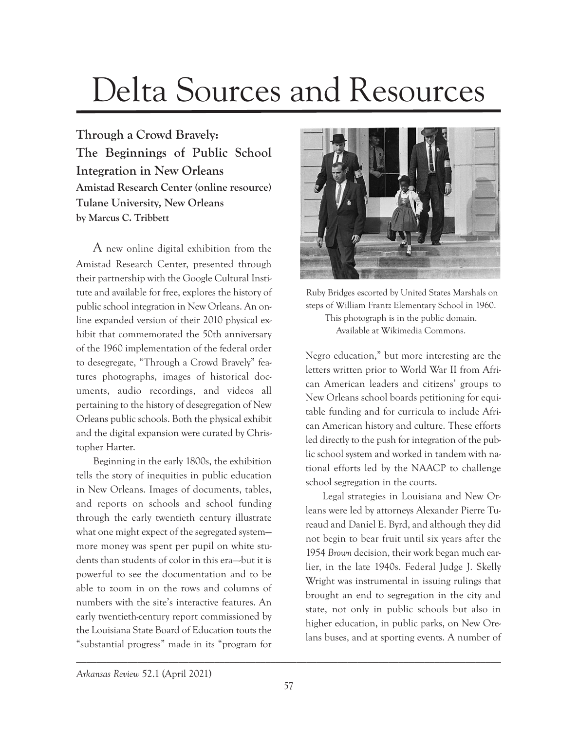# Delta Sources and Resources

## Through a Crowd Bravely: The Beginnings of Public School Integration in New Orleans

**Amistad Research Center (online resource)**
**Tulane University, New Orleans**
**by Marcus C. Tribbett**

A new online digital exhibition from the Amistad Research Center, presented through their partnership with the Google Cultural Institute and available for free, explores the history of public school integration in New Orleans. An online expanded version of their 2010 physical exhibit that commemorated the 50th anniversary of the 1960 implementation of the federal order to desegregate, "Through a Crowd Bravely" features photographs, images of historical documents, audio recordings, and videos all pertaining to the history of desegregation of New Orleans public schools. Both the physical exhibit and the digital expansion were curated by Christopher Harter.

Beginning in the early 1800s, the exhibition tells the story of inequities in public education in New Orleans. Images of documents, tables, and reports on schools and school funding through the early twentieth century illustrate what one might expect of the segregated system—more money was spent per pupil on white students than students of color in this era—but it is powerful to see the documentation and to be able to zoom in on the rows and columns of numbers with the site's interactive features. An early twentieth-century report commissioned by the Louisiana State Board of Education touts the "substantial progress" made in its "program for Negro education," but more interesting are the letters written prior to World War II from African American leaders and citizens' groups to New Orleans school boards petitioning for equitable funding and for curricula to include African American history and culture. These efforts led directly to the push for integration of the public school system and worked in tandem with national efforts led by the NAACP to challenge school segregation in the courts.

Ruby Bridges escorted by United States Marshals on steps of William Frantz Elementary School in 1960. This photograph is in the public domain. Available at Wikimedia Commons.

Legal strategies in Louisiana and New Orleans were led by attorneys Alexander Pierre Tureaud and Daniel E. Byrd, and although they did not begin to bear fruit until six years after the 1954 *Brown* decision, their work began much earlier, in the late 1940s. Federal Judge J. Skelly Wright was instrumental in issuing rulings that brought an end to segregation in the city and state, not only in public schools but also in higher education, in public parks, on New Orelans buses, and at sporting events. A number of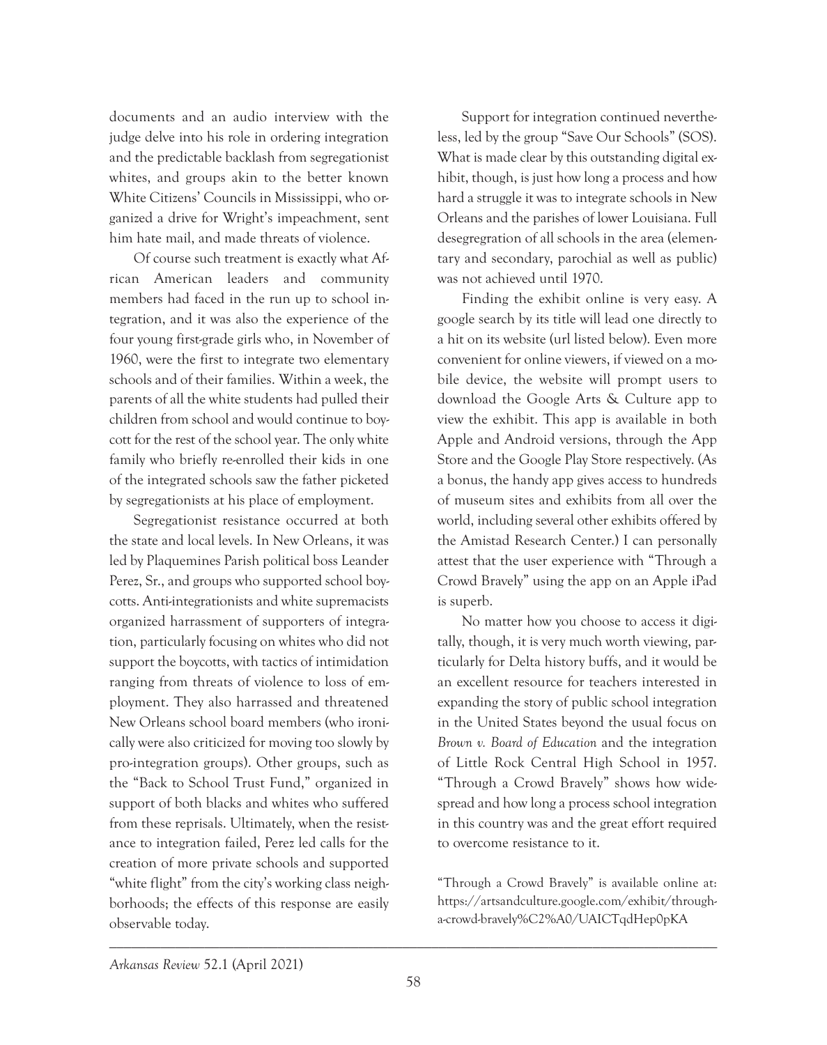documents and an audio interview with the judge delve into his role in ordering integration and the predictable backlash from segregationist whites, and groups akin to the better known White Citizens' Councils in Mississippi, who organized a drive for Wright's impeachment, sent him hate mail, and made threats of violence.

Of course such treatment is exactly what African American leaders and community members had faced in the run up to school integration, and it was also the experience of the four young first-grade girls who, in November of 1960, were the first to integrate two elementary schools and of their families. Within a week, the parents of all the white students had pulled their children from school and would continue to boycott for the rest of the school year. The only white family who briefly re-enrolled their kids in one of the integrated schools saw the father picketed by segregationists at his place of employment.

Segregationist resistance occurred at both the state and local levels. In New Orleans, it was led by Plaquemines Parish political boss Leander Perez, Sr., and groups who supported school boycotts. Anti-integrationists and white supremacists organized harrassment of supporters of integration, particularly focusing on whites who did not support the boycotts, with tactics of intimidation ranging from threats of violence to loss of employment. They also harrassed and threatened New Orleans school board members (who ironically were also criticized for moving too slowly by pro-integration groups). Other groups, such as the "Back to School Trust Fund," organized in support of both blacks and whites who suffered from these reprisals. Ultimately, when the resistance to integration failed, Perez led calls for the creation of more private schools and supported "white flight" from the city's working class neighborhoods; the effects of this response are easily observable today.

Support for integration continued nevertheless, led by the group "Save Our Schools" (SOS). What is made clear by this outstanding digital exhibit, though, is just how long a process and how hard a struggle it was to integrate schools in New Orleans and the parishes of lower Louisiana. Full desegregation of all schools in the area (elementary and secondary, parochial as well as public) was not achieved until 1970.

Finding the exhibit online is very easy. A google search by its title will lead one directly to a hit on its website (url listed below). Even more convenient for online viewers, if viewed on a mobile device, the website will prompt users to download the Google Arts & Culture app to view the exhibit. This app is available in both Apple and Android versions, through the App Store and the Google Play Store respectively. (As a bonus, the handy app gives access to hundreds of museum sites and exhibits from all over the world, including several other exhibits offered by the Amistad Research Center.) I can personally attest that the user experience with "Through a Crowd Bravely" using the app on an Apple iPad is superb.

No matter how you choose to access it digitally, though, it is very much worth viewing, particularly for Delta history buffs, and it would be an excellent resource for teachers interested in expanding the story of public school integration in the United States beyond the usual focus on *Brown v. Board of Education* and the integration of Little Rock Central High School in 1957. "Through a Crowd Bravely" shows how widespread and how long a process school integration in this country was and the great effort required to overcome resistance to it.

"Through a Crowd Bravely" is available online at: https://artsandculture.google.com/exhibit/through-a-crowd-bravely%C2%A0/UAICTqdHep0pKA